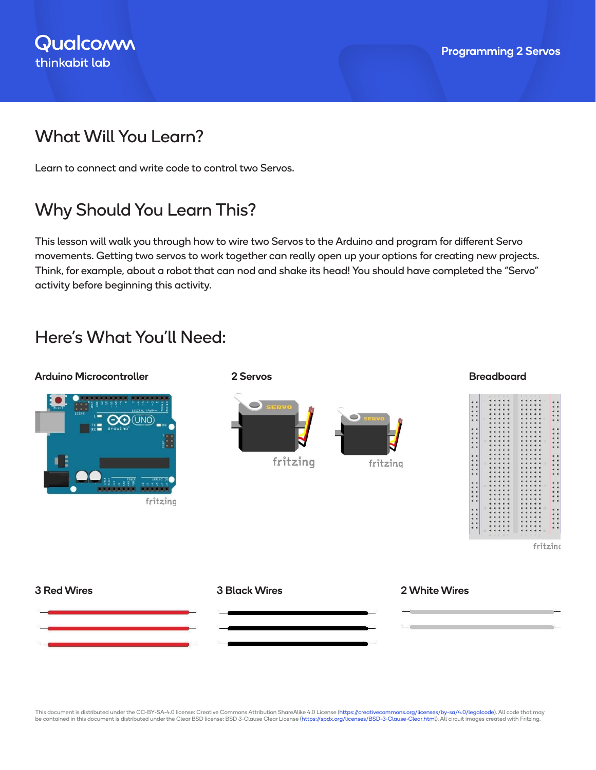Qualcomm
thinkabit lab

Programming 2 Servos

## What Will You Learn?

Learn to connect and write code to control two Servos.

## Why Should You Learn This?

This lesson will walk you through how to wire two Servos to the Arduino and program for different Servo movements. Getting two servos to work together can really open up your options for creating new projects. Think, for example, about a robot that can nod and shake its head! You should have completed the "Servo" activity before beginning this activity.

## Here's What You'll Need:

**Arduino Microcontroller**

**2 Servos**

**Breadboard**

**3 Red Wires**

**3 Black Wires**

**2 White Wires**

This document is distributed under the CC-BY-SA-4.0 license: Creative Commons Attribution ShareAlike 4.0 License (https://creativecommons.org/licenses/by-sa/4.0/legalcode). All code that may be contained in this document is distributed under the Clear BSD license: BSD 3-Clause Clear License (https://spdx.org/licenses/BSD-3-Clause-Clear.html). All circuit images created with Fritzing.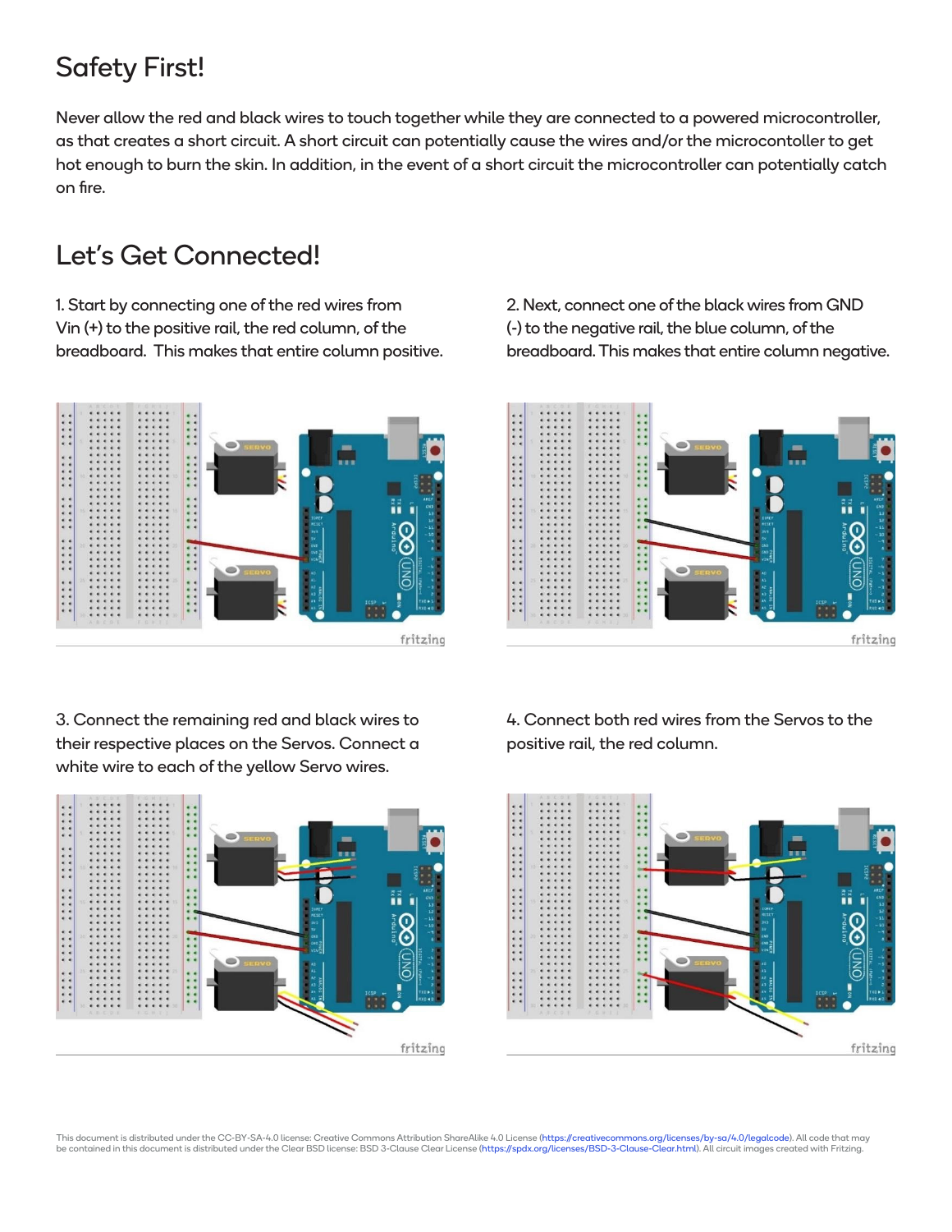## Safety First!

Never allow the red and black wires to touch together while they are connected to a powered microcontroller, as that creates a short circuit. A short circuit can potentially cause the wires and/or the microcontoller to get hot enough to burn the skin. In addition, in the event of a short circuit the microcontroller can potentially catch on fire.

## Let's Get Connected!

1. Start by connecting one of the red wires from Vin (+) to the positive rail, the red column, of the breadboard. This makes that entire column positive.

2. Next, connect one of the black wires from GND (-) to the negative rail, the blue column, of the breadboard. This makes that entire column negative.

3. Connect the remaining red and black wires to their respective places on the Servos. Connect a white wire to each of the yellow Servo wires.

4. Connect both red wires from the Servos to the positive rail, the red column.

This document is distributed under the CC-BY-SA-4.0 license: Creative Commons Attribution ShareAlike 4.0 License (https://creativecommons.org/licenses/by-sa/4.0/legalcode). All code that may be contained in this document is distributed under the Clear BSD license: BSD 3-Clause Clear License (https://spdx.org/licenses/BSD-3-Clause-Clear.html). All circuit images created with Fritzing.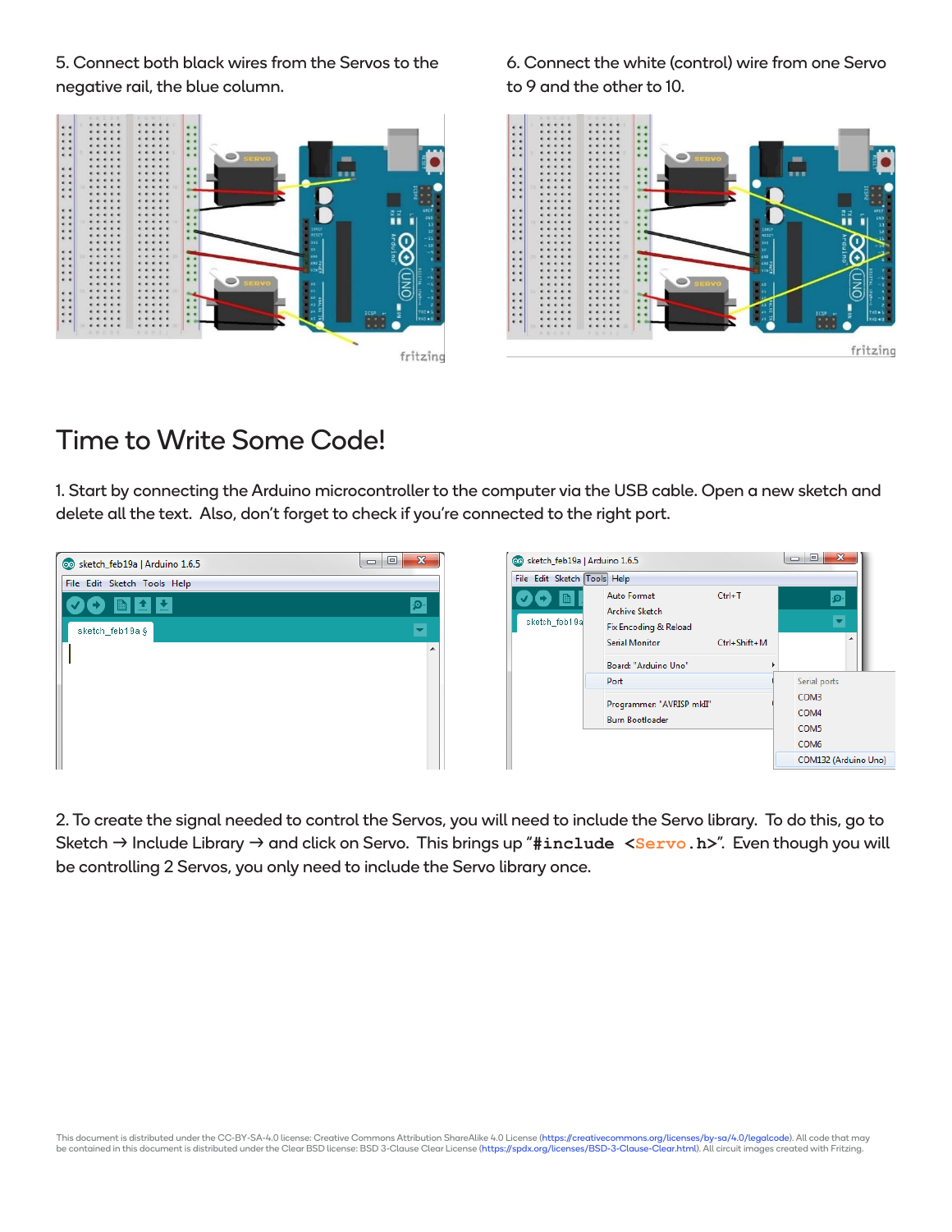5. Connect both black wires from the Servos to the negative rail, the blue column.

6. Connect the white (control) wire from one Servo to 9 and the other to 10.

# Time to Write Some Code!

1. Start by connecting the Arduino microcontroller to the computer via the USB cable. Open a new sketch and delete all the text. Also, don't forget to check if you're connected to the right port.

2. To create the signal needed to control the Servos, you will need to include the Servo library. To do this, go to Sketch → Include Library → and click on Servo. This brings up "`#include <Servo.h>`". Even though you will be controlling 2 Servos, you only need to include the Servo library once.

This document is distributed under the CC-BY-SA-4.0 license: Creative Commons Attribution ShareAlike 4.0 License (https://creativecommons.org/licenses/by-sa/4.0/legalcode). All code that may be contained in this document is distributed under the Clear BSD license: BSD 3-Clause Clear License (https://spdx.org/licenses/BSD-3-Clause-Clear.html). All circuit images created with Fritzing.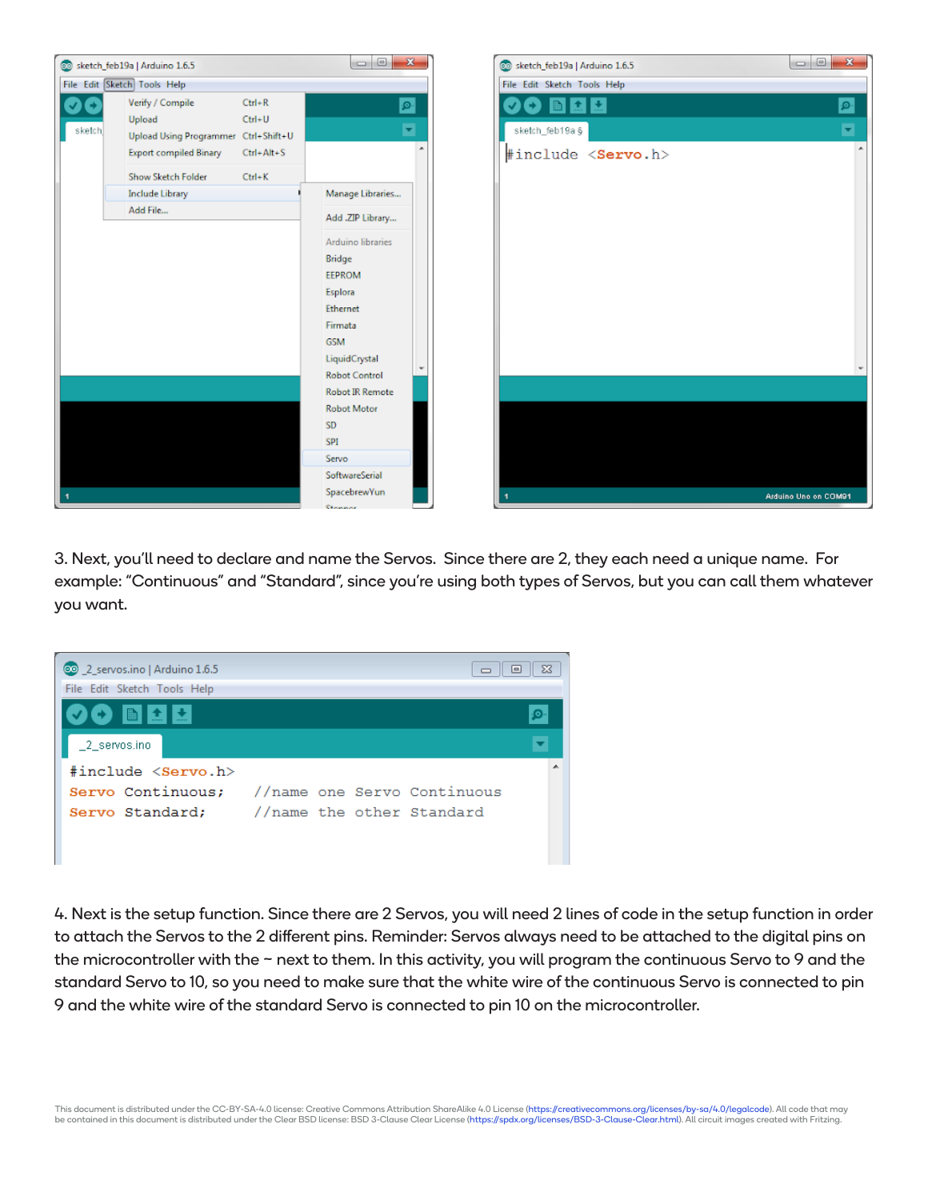3. Next, you'll need to declare and name the Servos. Since there are 2, they each need a unique name. For example: "Continuous" and "Standard", since you're using both types of Servos, but you can call them whatever you want.

```
#include <Servo.h>
Servo Continuous;    //name one Servo Continuous
Servo Standard;      //name the other Standard
```

4. Next is the setup function. Since there are 2 Servos, you will need 2 lines of code in the setup function in order to attach the Servos to the 2 different pins. Reminder: Servos always need to be attached to the digital pins on the microcontroller with the ~ next to them. In this activity, you will program the continuous Servo to 9 and the standard Servo to 10, so you need to make sure that the white wire of the continuous Servo is connected to pin 9 and the white wire of the standard Servo is connected to pin 10 on the microcontroller.

This document is distributed under the CC-BY-SA-4.0 license: Creative Commons Attribution ShareAlike 4.0 License (https://creativecommons.org/licenses/by-sa/4.0/legalcode). All code that may be contained in this document is distributed under the Clear BSD license: BSD 3-Clause Clear License (https://spdx.org/licenses/BSD-3-Clause-Clear.html). All circuit images created with Fritzing.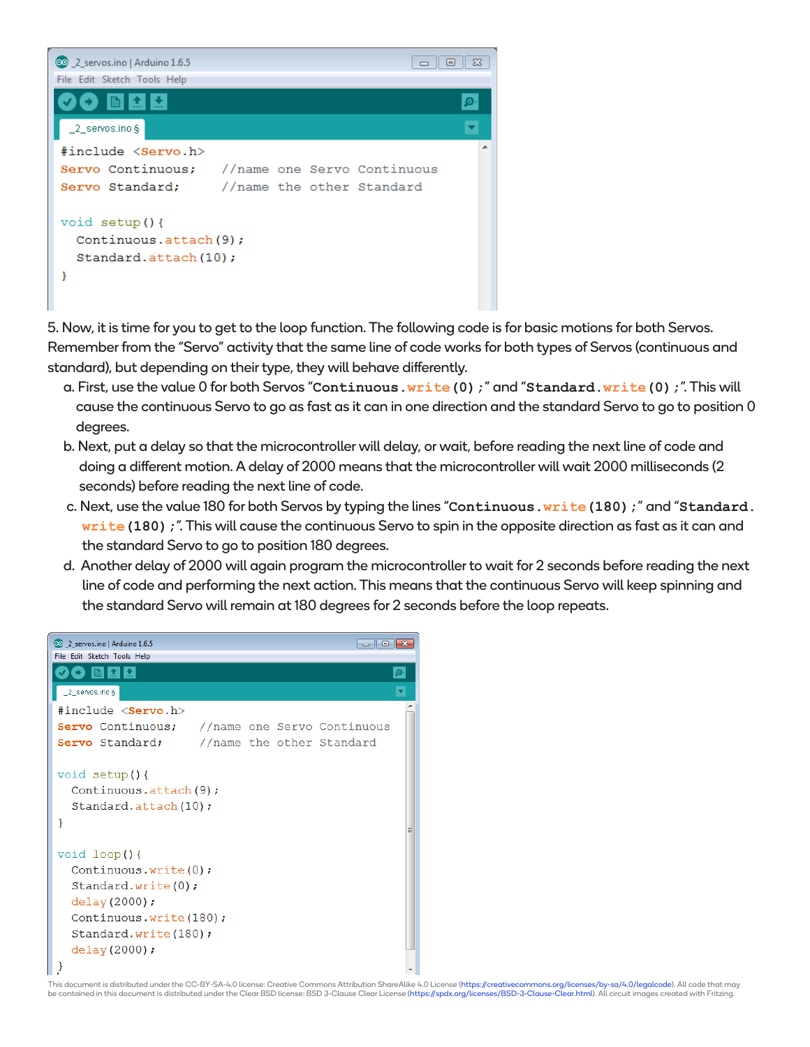```
#include <Servo.h>
Servo Continuous;    //name one Servo Continuous
Servo Standard;      //name the other Standard

void setup(){
  Continuous.attach(9);
  Standard.attach(10);
}
```

5. Now, it is time for you to get to the loop function. The following code is for basic motions for both Servos. Remember from the "Servo" activity that the same line of code works for both types of Servos (continuous and standard), but depending on their type, they will behave differently.

   a. First, use the value 0 for both Servos "`Continuous.write(0);`" and "`Standard.write(0);`". This will cause the continuous Servo to go as fast as it can in one direction and the standard Servo to go to position 0 degrees.

   b. Next, put a delay so that the microcontroller will delay, or wait, before reading the next line of code and doing a different motion. A delay of 2000 means that the microcontroller will wait 2000 milliseconds (2 seconds) before reading the next line of code.

   c. Next, use the value 180 for both Servos by typing the lines "`Continuous.write(180);`" and "`Standard.write(180);`". This will cause the continuous Servo to spin in the opposite direction as fast as it can and the standard Servo to go to position 180 degrees.

   d. Another delay of 2000 will again program the microcontroller to wait for 2 seconds before reading the next line of code and performing the next action. This means that the continuous Servo will keep spinning and the standard Servo will remain at 180 degrees for 2 seconds before the loop repeats.

```
#include <Servo.h>
Servo Continuous;    //name one Servo Continuous
Servo Standard;      //name the other Standard

void setup(){
  Continuous.attach(9);
  Standard.attach(10);
}

void loop(){
  Continuous.write(0);
  Standard.write(0);
  delay(2000);
  Continuous.write(180);
  Standard.write(180);
  delay(2000);
}
```

This document is distributed under the CC-BY-SA-4.0 license: Creative Commons Attribution ShareAlike 4.0 License (https://creativecommons.org/licenses/by-sa/4.0/legalcode). All code that may be contained in this document is distributed under the Clear BSD license: BSD 3-Clause Clear License (https://spdx.org/licenses/BSD-3-Clause-Clear.html). All circuit images created with Fritzing.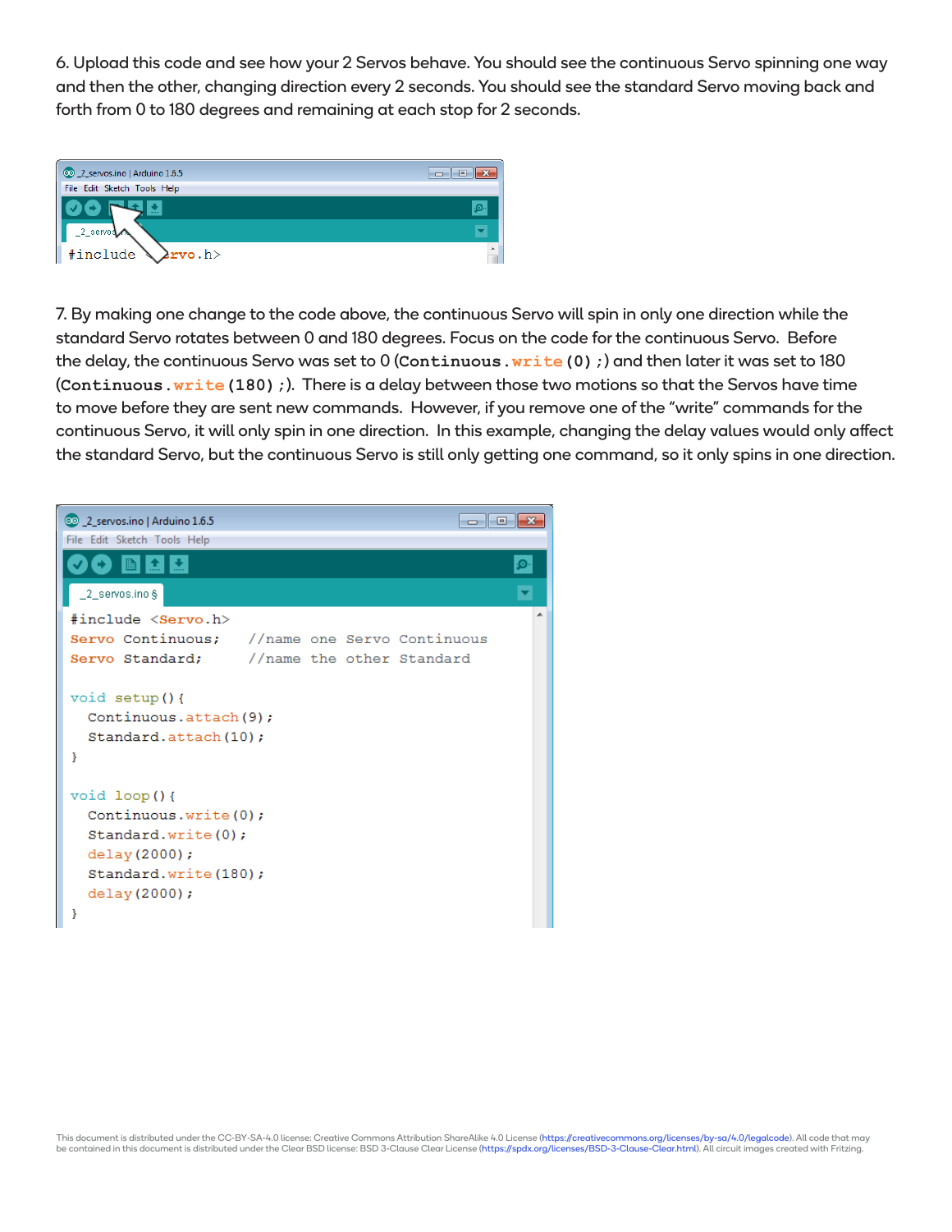6. Upload this code and see how your 2 Servos behave. You should see the continuous Servo spinning one way and then the other, changing direction every 2 seconds. You should see the standard Servo moving back and forth from 0 to 180 degrees and remaining at each stop for 2 seconds.

```
#include <Servo.h>
```

7. By making one change to the code above, the continuous Servo will spin in only one direction while the standard Servo rotates between 0 and 180 degrees. Focus on the code for the continuous Servo. Before the delay, the continuous Servo was set to 0 (`Continuous.write(0);`) and then later it was set to 180 (`Continuous.write(180);`). There is a delay between those two motions so that the Servos have time to move before they are sent new commands. However, if you remove one of the "write" commands for the continuous Servo, it will only spin in one direction. In this example, changing the delay values would only affect the standard Servo, but the continuous Servo is still only getting one command, so it only spins in one direction.

```
#include <Servo.h>
Servo Continuous;    //name one Servo Continuous
Servo Standard;      //name the other Standard

void setup(){
  Continuous.attach(9);
  Standard.attach(10);
}

void loop(){
  Continuous.write(0);
  Standard.write(0);
  delay(2000);
  Standard.write(180);
  delay(2000);
}
```

This document is distributed under the CC-BY-SA-4.0 license: Creative Commons Attribution ShareAlike 4.0 License (https://creativecommons.org/licenses/by-sa/4.0/legalcode). All code that may be contained in this document is distributed under the Clear BSD license: BSD 3-Clause Clear License (https://spdx.org/licenses/BSD-3-Clause-Clear.html). All circuit images created with Fritzing.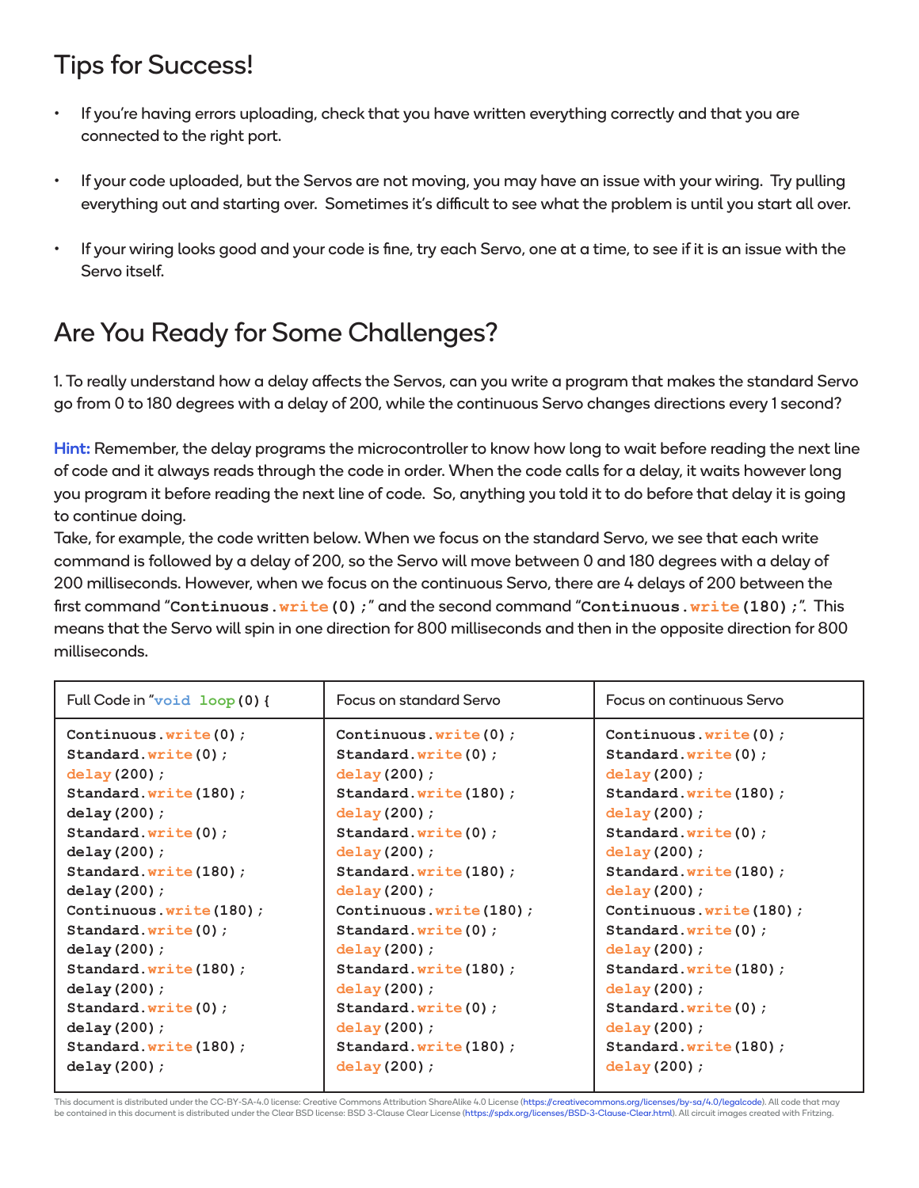## Tips for Success!

- If you're having errors uploading, check that you have written everything correctly and that you are connected to the right port.
- If your code uploaded, but the Servos are not moving, you may have an issue with your wiring. Try pulling everything out and starting over. Sometimes it's difficult to see what the problem is until you start all over.
- If your wiring looks good and your code is fine, try each Servo, one at a time, to see if it is an issue with the Servo itself.

## Are You Ready for Some Challenges?

1. To really understand how a delay affects the Servos, can you write a program that makes the standard Servo go from 0 to 180 degrees with a delay of 200, while the continuous Servo changes directions every 1 second?

**Hint:** Remember, the delay programs the microcontroller to know how long to wait before reading the next line of code and it always reads through the code in order. When the code calls for a delay, it waits however long you program it before reading the next line of code. So, anything you told it to do before that delay it is going to continue doing.

Take, for example, the code written below. When we focus on the standard Servo, we see that each write command is followed by a delay of 200, so the Servo will move between 0 and 180 degrees with a delay of 200 milliseconds. However, when we focus on the continuous Servo, there are 4 delays of 200 between the first command "`Continuous.write(0);`" and the second command "`Continuous.write(180);`". This means that the Servo will spin in one direction for 800 milliseconds and then in the opposite direction for 800 milliseconds.

| Full Code in "`void loop(0){` | Focus on standard Servo | Focus on continuous Servo |
|---|---|---|
| `Continuous.write(0);`<br>`Standard.write(0);`<br>`delay(200);`<br>`Standard.write(180);`<br>`delay(200);`<br>`Standard.write(0);`<br>`delay(200);`<br>`Standard.write(180);`<br>`delay(200);`<br>`Continuous.write(180);`<br>`Standard.write(0);`<br>`delay(200);`<br>`Standard.write(180);`<br>`delay(200);`<br>`Standard.write(0);`<br>`delay(200);`<br>`Standard.write(180);`<br>`delay(200);` | `Continuous.write(0);`<br>`Standard.write(0);`<br>`delay(200);`<br>`Standard.write(180);`<br>`delay(200);`<br>`Standard.write(0);`<br>`delay(200);`<br>`Standard.write(180);`<br>`delay(200);`<br>`Continuous.write(180);`<br>`Standard.write(0);`<br>`delay(200);`<br>`Standard.write(180);`<br>`delay(200);`<br>`Standard.write(0);`<br>`delay(200);`<br>`Standard.write(180);`<br>`delay(200);` | `Continuous.write(0);`<br>`Standard.write(0);`<br>`delay(200);`<br>`Standard.write(180);`<br>`delay(200);`<br>`Standard.write(0);`<br>`delay(200);`<br>`Standard.write(180);`<br>`delay(200);`<br>`Continuous.write(180);`<br>`Standard.write(0);`<br>`delay(200);`<br>`Standard.write(180);`<br>`delay(200);`<br>`Standard.write(0);`<br>`delay(200);`<br>`Standard.write(180);`<br>`delay(200);` |

This document is distributed under the CC-BY-SA-4.0 license: Creative Commons Attribution ShareAlike 4.0 License (https://creativecommons.org/licenses/by-sa/4.0/legalcode). All code that may be contained in this document is distributed under the Clear BSD license: BSD 3-Clause Clear License (https://spdx.org/licenses/BSD-3-Clause-Clear.html). All circuit images created with Fritzing.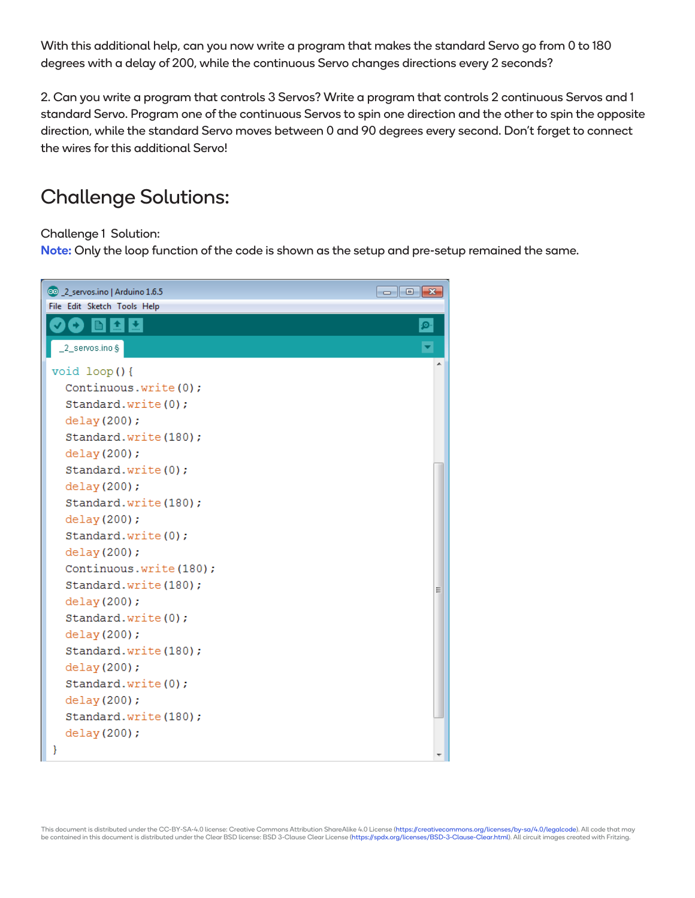With this additional help, can you now write a program that makes the standard Servo go from 0 to 180 degrees with a delay of 200, while the continuous Servo changes directions every 2 seconds?

2. Can you write a program that controls 3 Servos? Write a program that controls 2 continuous Servos and 1 standard Servo. Program one of the continuous Servos to spin one direction and the other to spin the opposite direction, while the standard Servo moves between 0 and 90 degrees every second. Don't forget to connect the wires for this additional Servo!

# Challenge Solutions:

Challenge 1 Solution:

**Note:** Only the loop function of the code is shown as the setup and pre-setup remained the same.

_2_servos.ino | Arduino 1.6.5

```
void loop(){
  Continuous.write(0);
  Standard.write(0);
  delay(200);
  Standard.write(180);
  delay(200);
  Standard.write(0);
  delay(200);
  Standard.write(180);
  delay(200);
  Standard.write(0);
  delay(200);
  Continuous.write(180);
  Standard.write(180);
  delay(200);
  Standard.write(0);
  delay(200);
  Standard.write(180);
  delay(200);
  Standard.write(0);
  delay(200);
  Standard.write(180);
  delay(200);
}
```

This document is distributed under the CC-BY-SA-4.0 license: Creative Commons Attribution ShareAlike 4.0 License (https://creativecommons.org/licenses/by-sa/4.0/legalcode). All code that may be contained in this document is distributed under the Clear BSD license: BSD 3-Clause Clear License (https://spdx.org/licenses/BSD-3-Clause-Clear.html). All circuit images created with Fritzing.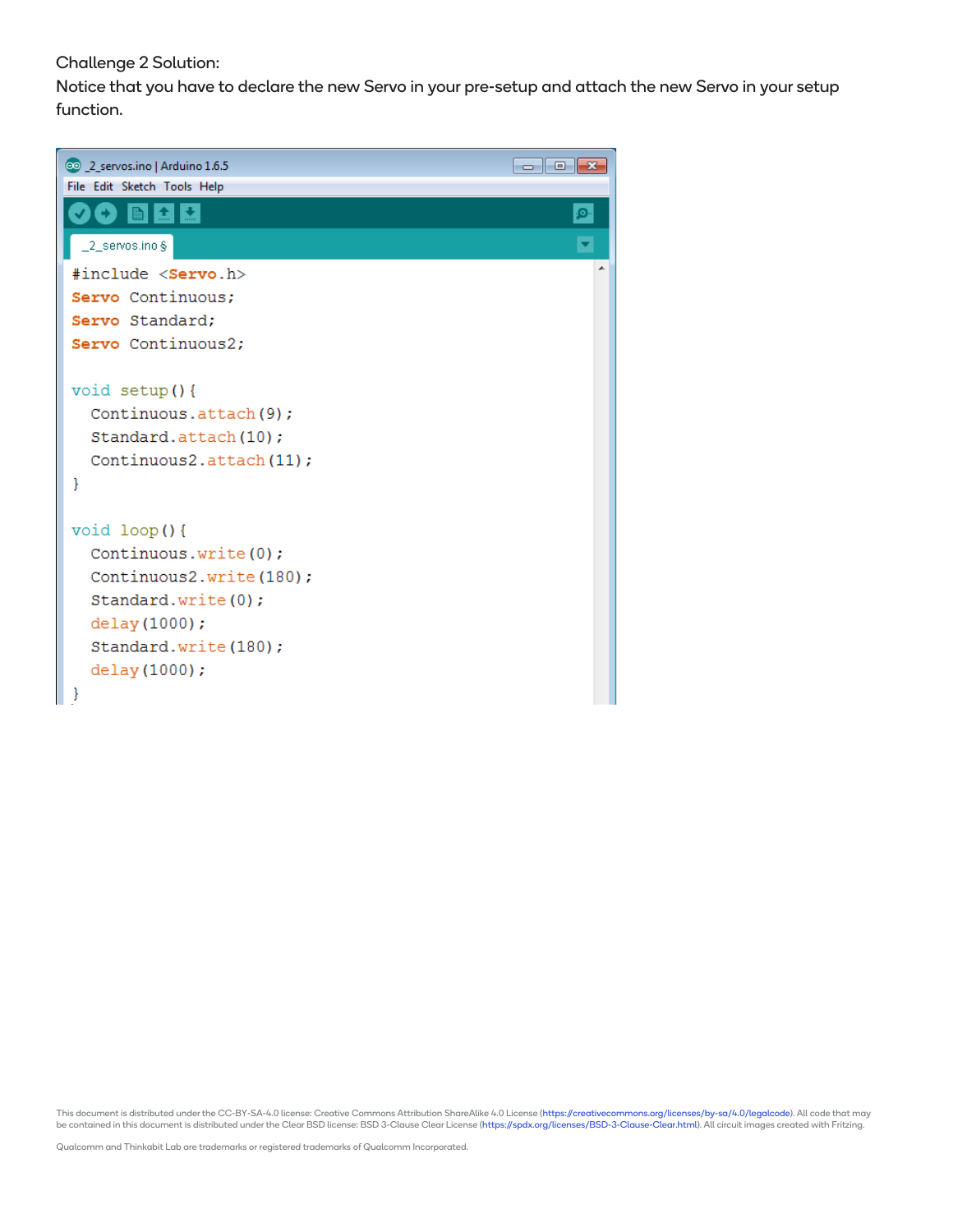Challenge 2 Solution:

Notice that you have to declare the new Servo in your pre-setup and attach the new Servo in your setup function.

```
#include <Servo.h>
Servo Continuous;
Servo Standard;
Servo Continuous2;

void setup(){
  Continuous.attach(9);
  Standard.attach(10);
  Continuous2.attach(11);
}

void loop(){
  Continuous.write(0);
  Continuous2.write(180);
  Standard.write(0);
  delay(1000);
  Standard.write(180);
  delay(1000);
}
```

This document is distributed under the CC-BY-SA-4.0 license: Creative Commons Attribution ShareAlike 4.0 License (https://creativecommons.org/licenses/by-sa/4.0/legalcode). All code that may be contained in this document is distributed under the Clear BSD license: BSD 3-Clause Clear License (https://spdx.org/licenses/BSD-3-Clause-Clear.html). All circuit images created with Fritzing.

Qualcomm and Thinkabit Lab are trademarks or registered trademarks of Qualcomm Incorporated.